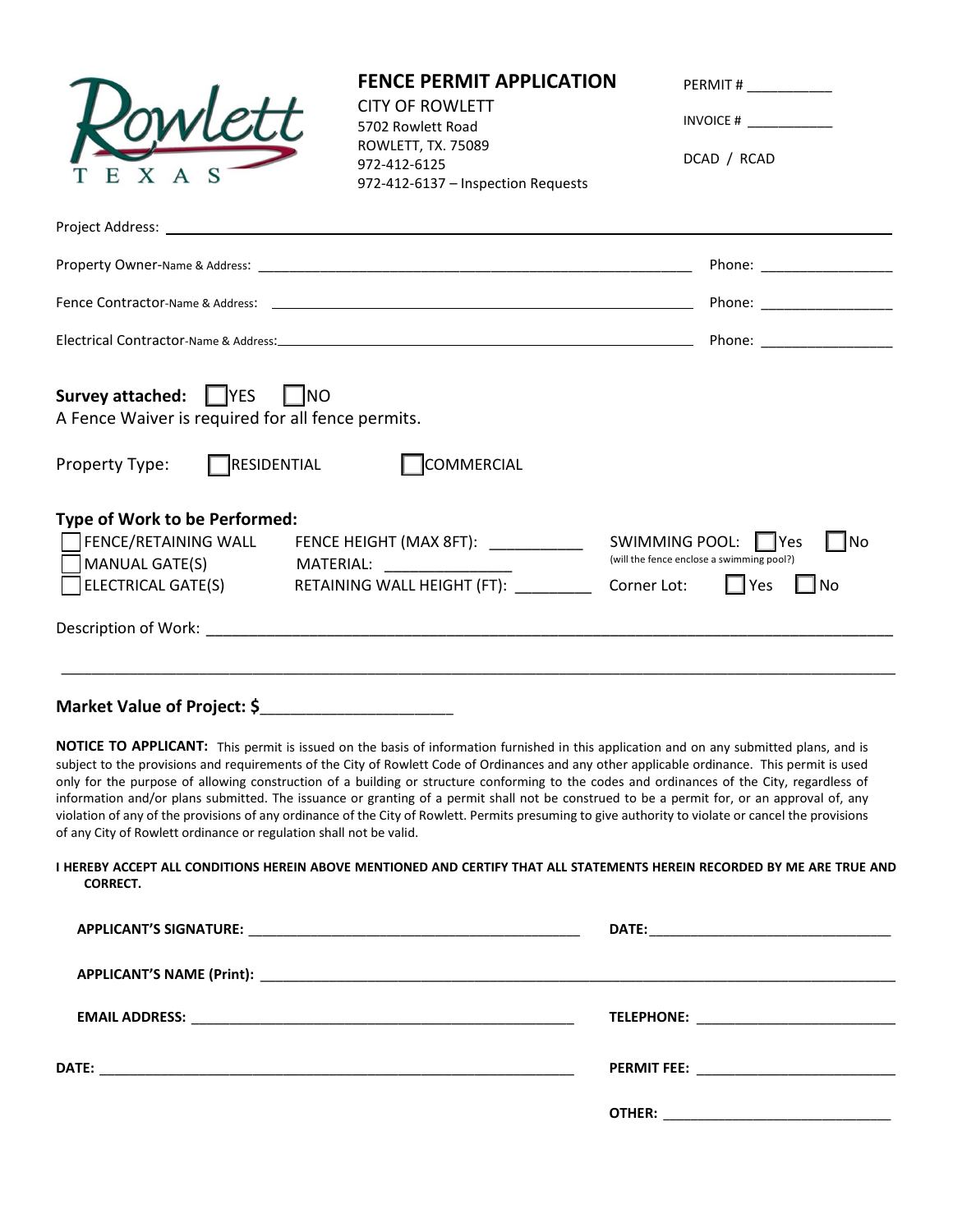Rowlett
TEXAS

# FENCE PERMIT APPLICATION

CITY OF ROWLETT
5702 Rowlett Road
ROWLETT, TX. 75089
972-412-6125
972-412-6137 – Inspection Requests

PERMIT # ___________

INVOICE # ___________

DCAD / RCAD

Project Address: ____________________________________________________________

Property Owner-Name & Address: ____________________________________________ Phone: _________________

Fence Contractor-Name & Address: ____________________________________________ Phone: _________________

Electrical Contractor-Name & Address: ____________________________________________ Phone: _________________

**Survey attached:** ☐ YES ☐ NO
A Fence Waiver is required for all fence permits.

Property Type: ☐ RESIDENTIAL ☐ COMMERCIAL

**Type of Work to be Performed:**

☐ FENCE/RETAINING WALL FENCE HEIGHT (MAX 8FT): ___________ SWIMMING POOL: ☐ Yes ☐ No
(will the fence enclose a swimming pool?)

☐ MANUAL GATE(S) MATERIAL: _______________

☐ ELECTRICAL GATE(S) RETAINING WALL HEIGHT (FT): _________ Corner Lot: ☐ Yes ☐ No

Description of Work: ____________________________________________________________

______________________________________________________________________________

**Market Value of Project: $**______________________

**NOTICE TO APPLICANT:** This permit is issued on the basis of information furnished in this application and on any submitted plans, and is subject to the provisions and requirements of the City of Rowlett Code of Ordinances and any other applicable ordinance. This permit is used only for the purpose of allowing construction of a building or structure conforming to the codes and ordinances of the City, regardless of information and/or plans submitted. The issuance or granting of a permit shall not be construed to be a permit for, or an approval of, any violation of any of the provisions of any ordinance of the City of Rowlett. Permits presuming to give authority to violate or cancel the provisions of any City of Rowlett ordinance or regulation shall not be valid.

**I HEREBY ACCEPT ALL CONDITIONS HEREIN ABOVE MENTIONED AND CERTIFY THAT ALL STATEMENTS HEREIN RECORDED BY ME ARE TRUE AND CORRECT.**

**APPLICANT'S SIGNATURE:** ____________________________________________ **DATE:** ________________________________

**APPLICANT'S NAME (Print):** ______________________________________________________________________

**EMAIL ADDRESS:** ____________________________________________________ **TELEPHONE:** _________________________

**DATE:** ______________________________________________________________ **PERMIT FEE:** _________________________

**OTHER:** _____________________________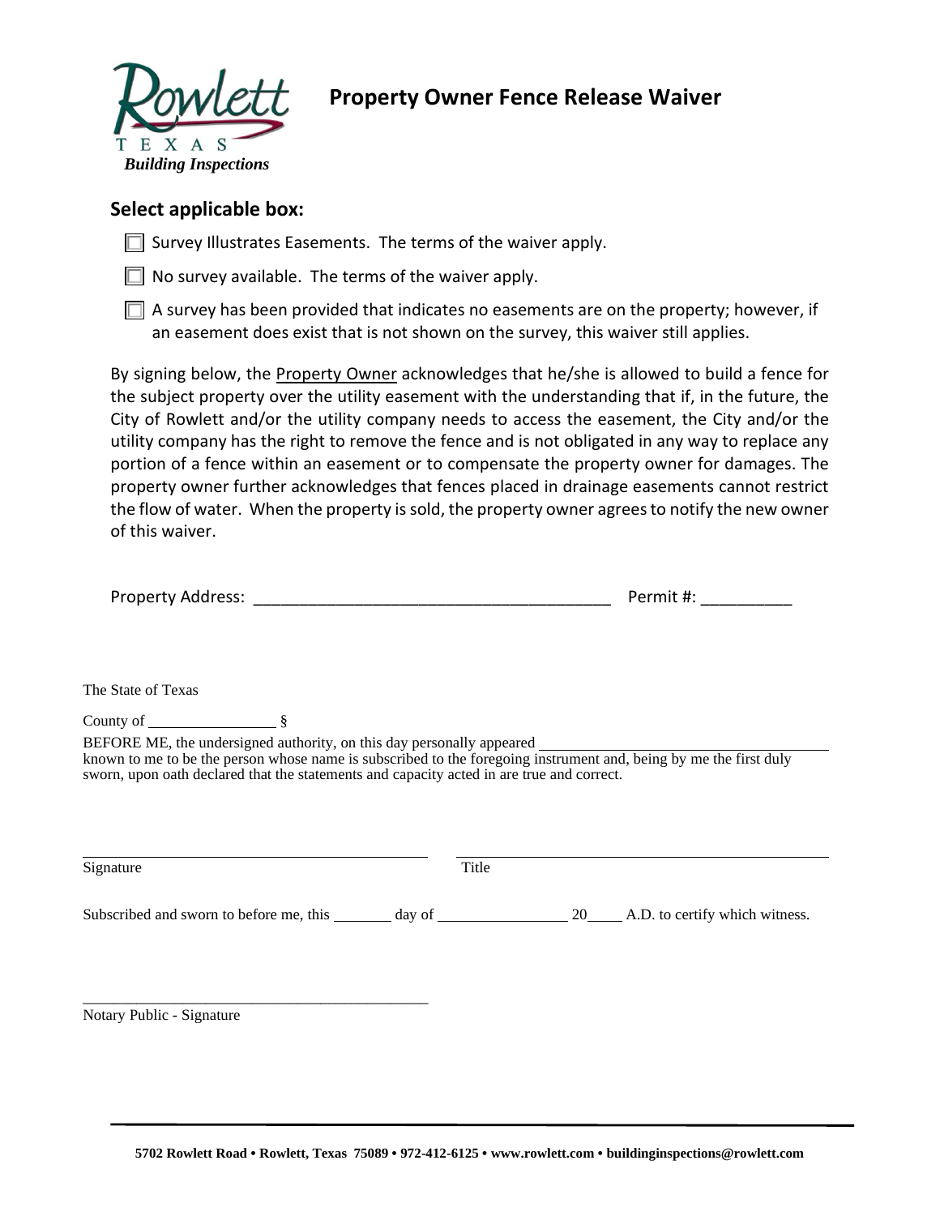Rowlett
TEXAS
*Building Inspections*

# Property Owner Fence Release Waiver

## Select applicable box:

- ☐ Survey Illustrates Easements. The terms of the waiver apply.
- ☐ No survey available. The terms of the waiver apply.
- ☐ A survey has been provided that indicates no easements are on the property; however, if an easement does exist that is not shown on the survey, this waiver still applies.

By signing below, the Property Owner acknowledges that he/she is allowed to build a fence for the subject property over the utility easement with the understanding that if, in the future, the City of Rowlett and/or the utility company needs to access the easement, the City and/or the utility company has the right to remove the fence and is not obligated in any way to replace any portion of a fence within an easement or to compensate the property owner for damages. The property owner further acknowledges that fences placed in drainage easements cannot restrict the flow of water. When the property is sold, the property owner agrees to notify the new owner of this waiver.

Property Address: ________________________________________ Permit #: __________

The State of Texas

County of ________________ §

BEFORE ME, the undersigned authority, on this day personally appeared ____________________________________ known to me to be the person whose name is subscribed to the foregoing instrument and, being by me the first duly sworn, upon oath declared that the statements and capacity acted in are true and correct.

______________________________________________ ______________________________________________
Signature Title

Subscribed and sworn to before me, this _______ day of ________________ 20____ A.D. to certify which witness.

______________________________________________
Notary Public - Signature

**5702 Rowlett Road • Rowlett, Texas 75089 • 972-412-6125 • www.rowlett.com • buildinginspections@rowlett.com**